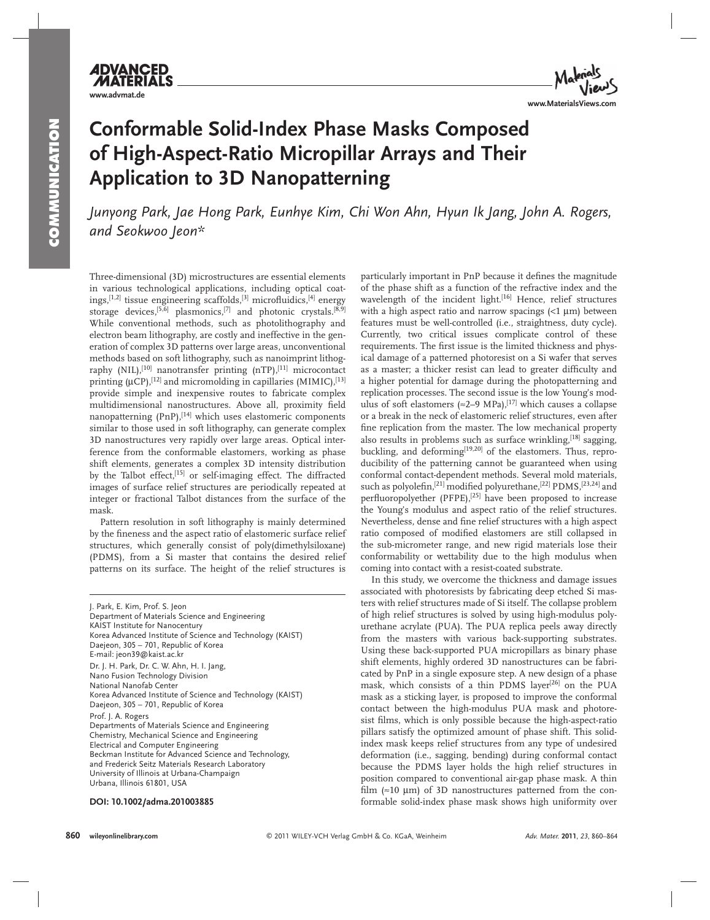# Conformable Solid-Index Phase Masks Composed of High-Aspect-Ratio Micropillar Arrays and Their Application to 3D Nanopatterning

*Junyong Park, Jae Hong Park, Eunhye Kim, Chi Won Ahn, Hyun Ik Jang, John A. Rogers, and Seokwoo Jeon\**

Three-dimensional (3D) microstructures are essential elements in various technological applications, including optical coatings,[1,2] tissue engineering scaffolds,[3] microfluidics,[4] energy storage devices,[5,6] plasmonics,[7] and photonic crystals.[8,9] While conventional methods, such as photolithography and electron beam lithography, are costly and ineffective in the generation of complex 3D patterns over large areas, unconventional methods based on soft lithography, such as nanoimprint lithography (NIL),[10] nanotransfer printing (nTP),[11] microcontact printing (μCP),[12] and micromolding in capillaries (MIMIC),[13] provide simple and inexpensive routes to fabricate complex multidimensional nanostructures. Above all, proximity field nanopatterning (PnP),[14] which uses elastomeric components similar to those used in soft lithography, can generate complex 3D nanostructures very rapidly over large areas. Optical interference from the conformable elastomers, working as phase shift elements, generates a complex 3D intensity distribution by the Talbot effect,[15] or self-imaging effect. The diffracted images of surface relief structures are periodically repeated at integer or fractional Talbot distances from the surface of the mask.

Pattern resolution in soft lithography is mainly determined by the fineness and the aspect ratio of elastomeric surface relief structures, which generally consist of poly(dimethylsiloxane) (PDMS), from a Si master that contains the desired relief patterns on its surface. The height of the relief structures is particularly important in PnP because it defines the magnitude of the phase shift as a function of the refractive index and the wavelength of the incident light.[16] Hence, relief structures with a high aspect ratio and narrow spacings (<1 μm) between features must be well-controlled (i.e., straightness, duty cycle). Currently, two critical issues complicate control of these requirements. The first issue is the limited thickness and physical damage of a patterned photoresist on a Si wafer that serves as a master; a thicker resist can lead to greater difficulty and a higher potential for damage during the photopatterning and replication processes. The second issue is the low Young's modulus of soft elastomers (≈2–9 MPa),[17] which causes a collapse or a break in the neck of elastomeric relief structures, even after fine replication from the master. The low mechanical property also results in problems such as surface wrinkling,[18] sagging, buckling, and deforming[19,20] of the elastomers. Thus, reproducibility of the patterning cannot be guaranteed when using conformal contact-dependent methods. Several mold materials, such as polyolefin,[21] modified polyurethane,[22] PDMS,[23,24] and perfluoropolyether (PFPE),[25] have been proposed to increase the Young's modulus and aspect ratio of the relief structures. Nevertheless, dense and fine relief structures with a high aspect ratio composed of modified elastomers are still collapsed in the sub-micrometer range, and new rigid materials lose their conformability or wettability due to the high modulus when coming into contact with a resist-coated substrate.

In this study, we overcome the thickness and damage issues associated with photoresists by fabricating deep etched Si masters with relief structures made of Si itself. The collapse problem of high relief structures is solved by using high-modulus polyurethane acrylate (PUA). The PUA replica peels away directly from the masters with various back-supporting substrates. Using these back-supported PUA micropillars as binary phase shift elements, highly ordered 3D nanostructures can be fabricated by PnP in a single exposure step. A new design of a phase mask, which consists of a thin PDMS layer[26] on the PUA mask as a sticking layer, is proposed to improve the conformal contact between the high-modulus PUA mask and photoresist films, which is only possible because the high-aspect-ratio pillars satisfy the optimized amount of phase shift. This solid-index mask keeps relief structures from any type of undesired deformation (i.e., sagging, bending) during conformal contact because the PDMS layer holds the high relief structures in position compared to conventional air-gap phase mask. A thin film (≈10 μm) of 3D nanostructures patterned from the conformable solid-index phase mask shows high uniformity over

---

J. Park, E. Kim, Prof. S. Jeon
Department of Materials Science and Engineering
KAIST Institute for Nanocentury
Korea Advanced Institute of Science and Technology (KAIST)
Daejeon, 305 – 701, Republic of Korea
E-mail: jeon39@kaist.ac.kr

Dr. J. H. Park, Dr. C. W. Ahn, H. I. Jang,
Nano Fusion Technology Division
National Nanofab Center
Korea Advanced Institute of Science and Technology (KAIST)
Daejeon, 305 – 701, Republic of Korea

Prof. J. A. Rogers
Departments of Materials Science and Engineering
Chemistry, Mechanical Science and Engineering
Electrical and Computer Engineering
Beckman Institute for Advanced Science and Technology,
and Frederick Seitz Materials Research Laboratory
University of Illinois at Urbana-Champaign
Urbana, Illinois 61801, USA

**DOI: 10.1002/adma.201003885**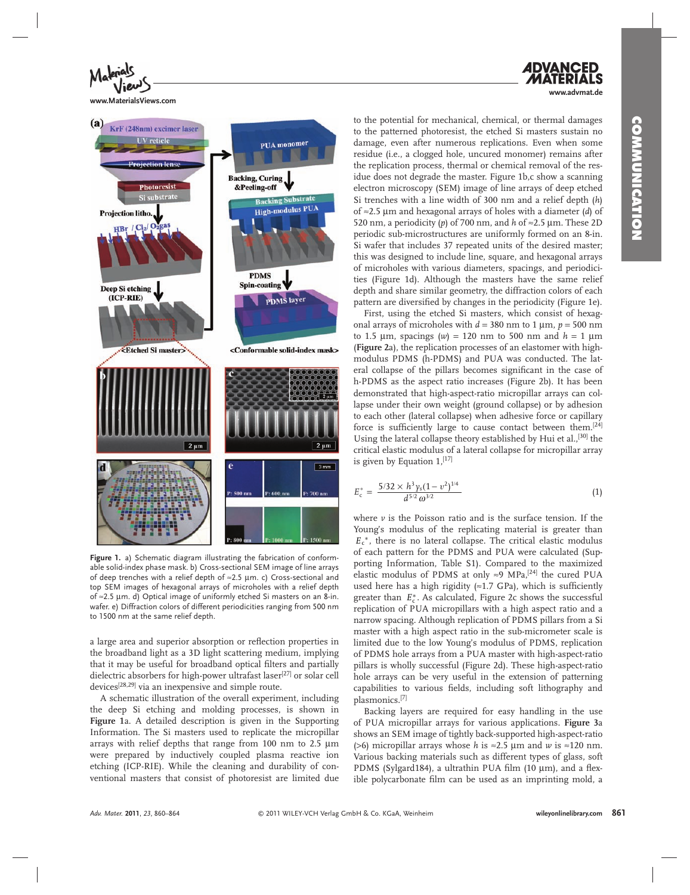Figure 1. a) Schematic diagram illustrating the fabrication of conformable solid-index phase mask. b) Cross-sectional SEM image of line arrays of deep trenches with a relief depth of ≈2.5 µm. c) Cross-sectional and top SEM images of hexagonal arrays of microholes with a relief depth of ≈2.5 µm. d) Optical image of uniformly etched Si masters on an 8-in. wafer. e) Diffraction colors of different periodicities ranging from 500 nm to 1500 nm at the same relief depth.

a large area and superior absorption or reflection properties in the broadband light as a 3D light scattering medium, implying that it may be useful for broadband optical filters and partially dielectric absorbers for high-power ultrafast laser[27] or solar cell devices[28,29] via an inexpensive and simple route.

A schematic illustration of the overall experiment, including the deep Si etching and molding processes, is shown in **Figure 1**a. A detailed description is given in the Supporting Information. The Si masters used to replicate the micropillar arrays with relief depths that range from 100 nm to 2.5 µm were prepared by inductively coupled plasma reactive ion etching (ICP-RIE). While the cleaning and durability of conventional masters that consist of photoresist are limited due to the potential for mechanical, chemical, or thermal damages to the patterned photoresist, the etched Si masters sustain no damage, even after numerous replications. Even when some residue (i.e., a clogged hole, uncured monomer) remains after the replication process, thermal or chemical removal of the residue does not degrade the master. Figure 1b,c show a scanning electron microscopy (SEM) image of line arrays of deep etched Si trenches with a line width of 300 nm and a relief depth ($h$) of ≈2.5 µm and hexagonal arrays of holes with a diameter ($d$) of 520 nm, a periodicity ($p$) of 700 nm, and $h$ of ≈2.5 µm. These 2D periodic sub-microstructures are uniformly formed on an 8-in. Si wafer that includes 37 repeated units of the desired master; this was designed to include line, square, and hexagonal arrays of microholes with various diameters, spacings, and periodicities (Figure 1d). Although the masters have the same relief depth and share similar geometry, the diffraction colors of each pattern are diversified by changes in the periodicity (Figure 1e).

First, using the etched Si masters, which consist of hexagonal arrays of microholes with $d$ = 380 nm to 1 µm, $p$ = 500 nm to 1.5 µm, spacings ($w$) = 120 nm to 500 nm and $h$ = 1 µm (**Figure 2**a), the replication processes of an elastomer with high-modulus PDMS (h-PDMS) and PUA was conducted. The lateral collapse of the pillars becomes significant in the case of h-PDMS as the aspect ratio increases (Figure 2b). It has been demonstrated that high-aspect-ratio micropillar arrays can collapse under their own weight (ground collapse) or by adhesion to each other (lateral collapse) when adhesive force or capillary force is sufficiently large to cause contact between them.[24] Using the lateral collapse theory established by Hui et al.,[30] the critical elastic modulus of a lateral collapse for micropillar array is given by Equation 1,[17]

$$E_c^* = \frac{5/32 \times h^3 \gamma_s (1-\nu^2)^{1/4}}{d^{5/2}\,\omega^{3/2}} \tag{1}$$

where $\nu$ is the Poisson ratio and is the surface tension. If the Young's modulus of the replicating material is greater than $E_c$*, there is no lateral collapse. The critical elastic modulus of each pattern for the PDMS and PUA were calculated (Supporting Information, Table S1). Compared to the maximized elastic modulus of PDMS at only ≈9 MPa,[24] the cured PUA used here has a high rigidity (≈1.7 GPa), which is sufficiently greater than $E_c^*$. As calculated, Figure 2c shows the successful replication of PUA micropillars with a high aspect ratio and a narrow spacing. Although replication of PDMS pillars from a Si master with a high aspect ratio in the sub-micrometer scale is limited due to the low Young's modulus of PDMS, replication of PDMS hole arrays from a PUA master with high-aspect-ratio pillars is wholly successful (Figure 2d). These high-aspect-ratio hole arrays can be very useful in the extension of patterning capabilities to various fields, including soft lithography and plasmonics.[7]

Backing layers are required for easy handling in the use of PUA micropillar arrays for various applications. **Figure 3**a shows an SEM image of tightly back-supported high-aspect-ratio (>6) micropillar arrays whose $h$ is ≈2.5 µm and $w$ is ≈120 nm. Various backing materials such as different types of glass, soft PDMS (Sylgard184), a ultrathin PUA film (10 µm), and a flexible polycarbonate film can be used as an imprinting mold, a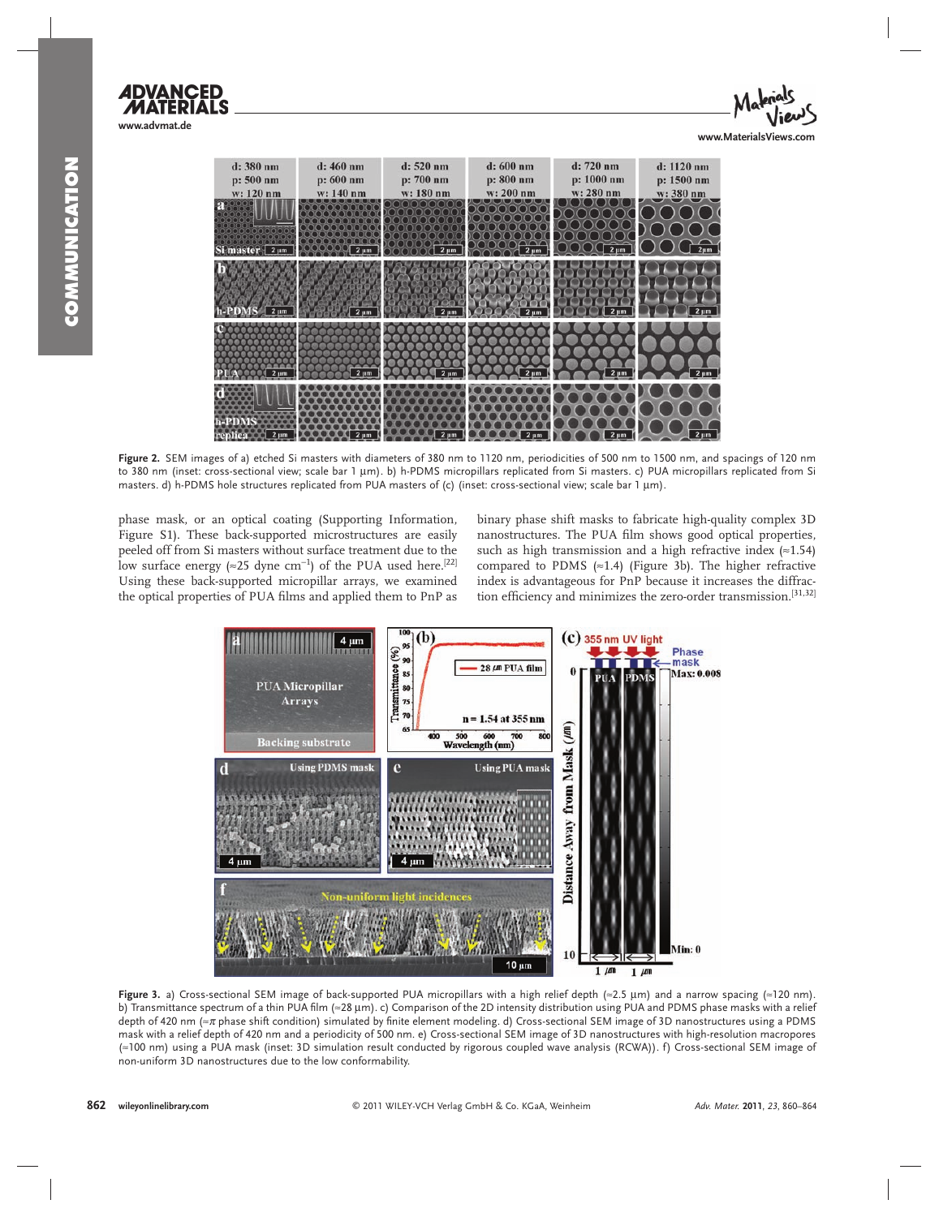Figure 2. SEM images of a) etched Si masters with diameters of 380 nm to 1120 nm, periodicities of 500 nm to 1500 nm, and spacings of 120 nm to 380 nm (inset: cross-sectional view; scale bar 1 μm). b) h-PDMS micropillars replicated from Si masters. c) PUA micropillars replicated from Si masters. d) h-PDMS hole structures replicated from PUA masters of (c) (inset: cross-sectional view; scale bar 1 μm).

phase mask, or an optical coating (Supporting Information, Figure S1). These back-supported microstructures are easily peeled off from Si masters without surface treatment due to the low surface energy (≈25 dyne $cm^{-1}$) of the PUA used here.[22] Using these back-supported micropillar arrays, we examined the optical properties of PUA films and applied them to PnP as binary phase shift masks to fabricate high-quality complex 3D nanostructures. The PUA film shows good optical properties, such as high transmission and a high refractive index (≈1.54) compared to PDMS (≈1.4) (Figure 3b). The higher refractive index is advantageous for PnP because it increases the diffraction efficiency and minimizes the zero-order transmission.[31,32]

Figure 3. a) Cross-sectional SEM image of back-supported PUA micropillars with a high relief depth (≈2.5 μm) and a narrow spacing (≈120 nm). b) Transmittance spectrum of a thin PUA film (≈28 μm). c) Comparison of the 2D intensity distribution using PUA and PDMS phase masks with a relief depth of 420 nm (≈$\pi$ phase shift condition) simulated by finite element modeling. d) Cross-sectional SEM image of 3D nanostructures using a PDMS mask with a relief depth of 420 nm and a periodicity of 500 nm. e) Cross-sectional SEM image of 3D nanostructures with high-resolution macropores (≈100 nm) using a PUA mask (inset: 3D simulation result conducted by rigorous coupled wave analysis (RCWA)). f) Cross-sectional SEM image of non-uniform 3D nanostructures due to the low conformability.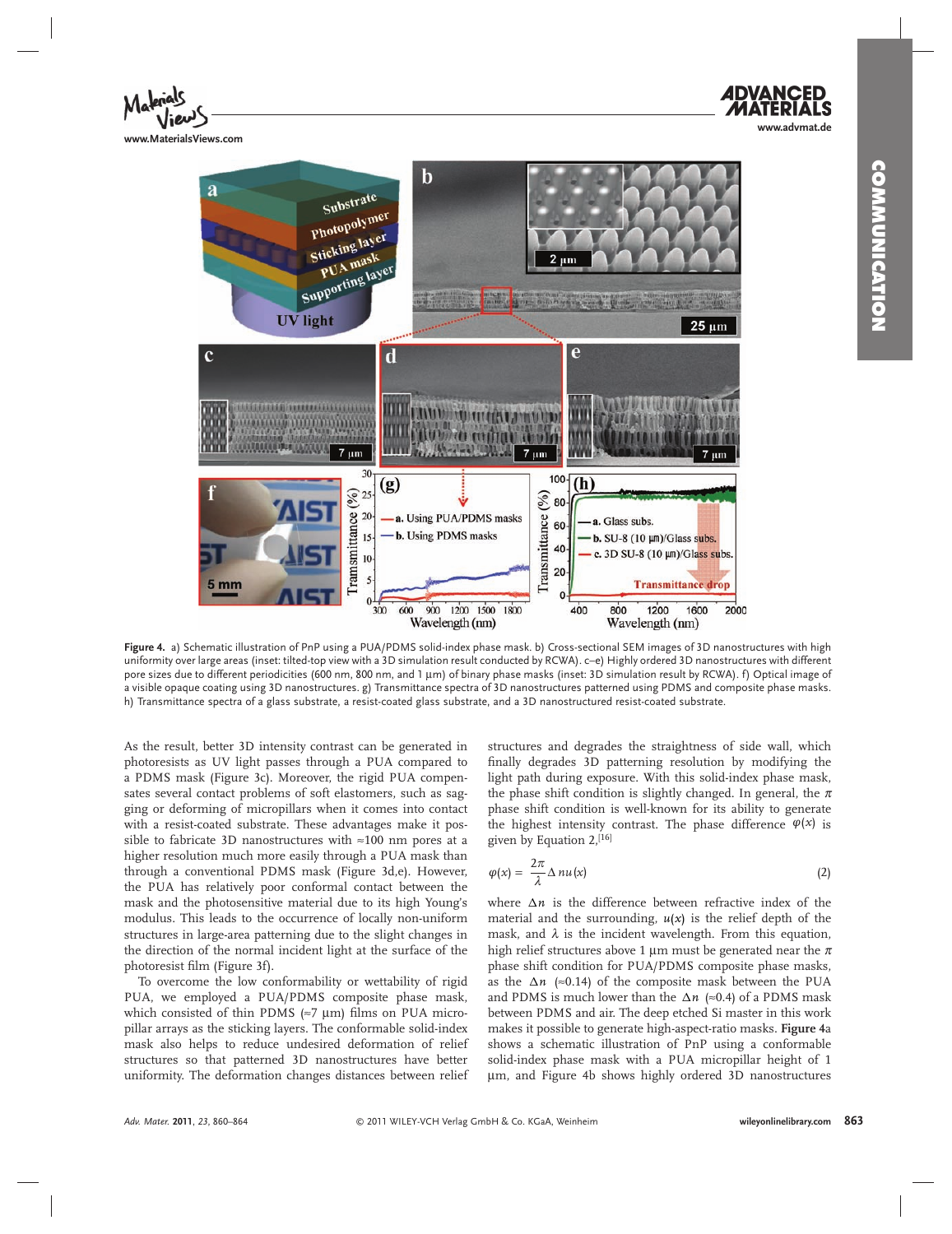Figure 4. a) Schematic illustration of PnP using a PUA/PDMS solid-index phase mask. b) Cross-sectional SEM images of 3D nanostructures with high uniformity over large areas (inset: tilted-top view with a 3D simulation result conducted by RCWA). c–e) Highly ordered 3D nanostructures with different pore sizes due to different periodicities (600 nm, 800 nm, and 1 μm) of binary phase masks (inset: 3D simulation result by RCWA). f) Optical image of a visible opaque coating using 3D nanostructures. g) Transmittance spectra of 3D nanostructures patterned using PDMS and composite phase masks. h) Transmittance spectra of a glass substrate, a resist-coated glass substrate, and a 3D nanostructured resist-coated substrate.

As the result, better 3D intensity contrast can be generated in photoresists as UV light passes through a PUA compared to a PDMS mask (Figure 3c). Moreover, the rigid PUA compensates several contact problems of soft elastomers, such as sagging or deforming of micropillars when it comes into contact with a resist-coated substrate. These advantages make it possible to fabricate 3D nanostructures with ≈100 nm pores at a higher resolution much more easily through a PUA mask than through a conventional PDMS mask (Figure 3d,e). However, the PUA has relatively poor conformal contact between the mask and the photosensitive material due to its high Young's modulus. This leads to the occurrence of locally non-uniform structures in large-area patterning due to the slight changes in the direction of the normal incident light at the surface of the photoresist film (Figure 3f).

To overcome the low conformability or wettability of rigid PUA, we employed a PUA/PDMS composite phase mask, which consisted of thin PDMS (≈7 μm) films on PUA micropillar arrays as the sticking layers. The conformable solid-index mask also helps to reduce undesired deformation of relief structures so that patterned 3D nanostructures have better uniformity. The deformation changes distances between relief structures and degrades the straightness of side wall, which finally degrades 3D patterning resolution by modifying the light path during exposure. With this solid-index phase mask, the phase shift condition is slightly changed. In general, the $\pi$ phase shift condition is well-known for its ability to generate the highest intensity contrast. The phase difference $\varphi(x)$ is given by Equation 2,[16]

$$\varphi(x) = \frac{2\pi}{\lambda}\Delta n u(x) \tag{2}$$

where $\Delta n$ is the difference between refractive index of the material and the surrounding, $u(x)$ is the relief depth of the mask, and $\lambda$ is the incident wavelength. From this equation, high relief structures above 1 μm must be generated near the $\pi$ phase shift condition for PUA/PDMS composite phase masks, as the $\Delta n$ (≈0.14) of the composite mask between the PUA and PDMS is much lower than the $\Delta n$ (≈0.4) of a PDMS mask between PDMS and air. The deep etched Si master in this work makes it possible to generate high-aspect-ratio masks. **Figure 4**a shows a schematic illustration of PnP using a conformable solid-index phase mask with a PUA micropillar height of 1 μm, and Figure 4b shows highly ordered 3D nanostructures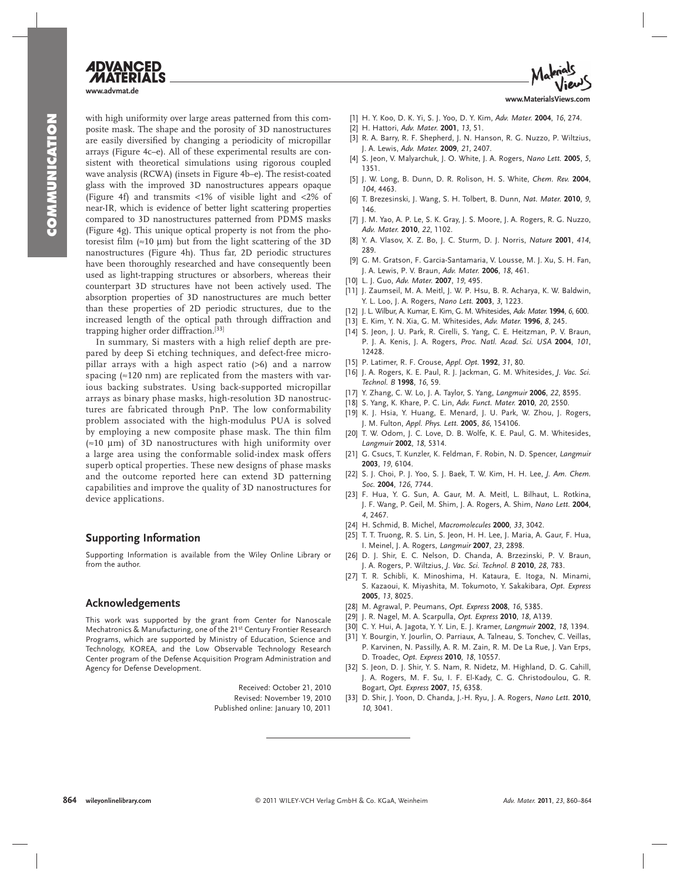with high uniformity over large areas patterned from this composite mask. The shape and the porosity of 3D nanostructures are easily diversified by changing a periodicity of micropillar arrays (Figure 4c–e). All of these experimental results are consistent with theoretical simulations using rigorous coupled wave analysis (RCWA) (insets in Figure 4b–e). The resist-coated glass with the improved 3D nanostructures appears opaque (Figure 4f) and transmits <1% of visible light and <2% of near-IR, which is evidence of better light scattering properties compared to 3D nanostructures patterned from PDMS masks (Figure 4g). This unique optical property is not from the photoresist film (≈10 μm) but from the light scattering of the 3D nanostructures (Figure 4h). Thus far, 2D periodic structures have been thoroughly researched and have consequently been used as light-trapping structures or absorbers, whereas their counterpart 3D structures have not been actively used. The absorption properties of 3D nanostructures are much better than these properties of 2D periodic structures, due to the increased length of the optical path through diffraction and trapping higher order diffraction.[33]

In summary, Si masters with a high relief depth are prepared by deep Si etching techniques, and defect-free micropillar arrays with a high aspect ratio (>6) and a narrow spacing (≈120 nm) are replicated from the masters with various backing substrates. Using back-supported micropillar arrays as binary phase masks, high-resolution 3D nanostructures are fabricated through PnP. The low conformability problem associated with the high-modulus PUA is solved by employing a new composite phase mask. The thin film (≈10 μm) of 3D nanostructures with high uniformity over a large area using the conformable solid-index mask offers superb optical properties. These new designs of phase masks and the outcome reported here can extend 3D patterning capabilities and improve the quality of 3D nanostructures for device applications.

## Supporting Information

Supporting Information is available from the Wiley Online Library or from the author.

## Acknowledgements

This work was supported by the grant from Center for Nanoscale Mechatronics & Manufacturing, one of the 21st Century Frontier Research Programs, which are supported by Ministry of Education, Science and Technology, KOREA, and the Low Observable Technology Research Center program of the Defense Acquisition Program Administration and Agency for Defense Development.

Received: October 21, 2010
Revised: November 19, 2010
Published online: January 10, 2011

[1] H. Y. Koo, D. K. Yi, S. J. Yoo, D. Y. Kim, *Adv. Mater.* **2004**, *16*, 274.
[2] H. Hattori, *Adv. Mater.* **2001**, *13*, 51.
[3] R. A. Barry, R. F. Shepherd, J. N. Hanson, R. G. Nuzzo, P. Wiltzius, J. A. Lewis, *Adv. Mater.* **2009**, *21*, 2407.
[4] S. Jeon, V. Malyarchuk, J. O. White, J. A. Rogers, *Nano Lett.* **2005**, *5*, 1351.
[5] J. W. Long, B. Dunn, D. R. Rolison, H. S. White, *Chem. Rev.* **2004**, *104*, 4463.
[6] T. Brezesinski, J. Wang, S. H. Tolbert, B. Dunn, *Nat. Mater.* **2010**, *9*, 146.
[7] J. M. Yao, A. P. Le, S. K. Gray, J. S. Moore, J. A. Rogers, R. G. Nuzzo, *Adv. Mater.* **2010**, *22*, 1102.
[8] Y. A. Vlasov, X. Z. Bo, J. C. Sturm, D. J. Norris, *Nature* **2001**, *414*, 289.
[9] G. M. Gratson, F. Garcia-Santamaria, V. Lousse, M. J. Xu, S. H. Fan, J. A. Lewis, P. V. Braun, *Adv. Mater.* **2006**, *18*, 461.
[10] L. J. Guo, *Adv. Mater.* **2007**, *19*, 495.
[11] J. Zaumseil, M. A. Meitl, J. W. P. Hsu, B. R. Acharya, K. W. Baldwin, Y. L. Loo, J. A. Rogers, *Nano Lett.* **2003**, *3*, 1223.
[12] J. L. Wilbur, A. Kumar, E. Kim, G. M. Whitesides, *Adv. Mater.* **1994**, *6*, 600.
[13] E. Kim, Y. N. Xia, G. M. Whitesides, *Adv. Mater.* **1996**, *8*, 245.
[14] S. Jeon, J. U. Park, R. Cirelli, S. Yang, C. E. Heitzman, P. V. Braun, P. J. A. Kenis, J. A. Rogers, *Proc. Natl. Acad. Sci. USA* **2004**, *101*, 12428.
[15] P. Latimer, R. F. Crouse, *Appl. Opt.* **1992**, *31*, 80.
[16] J. A. Rogers, K. E. Paul, R. J. Jackman, G. M. Whitesides, *J. Vac. Sci. Technol. B* **1998**, *16*, 59.
[17] Y. Zhang, C. W. Lo, J. A. Taylor, S. Yang, *Langmuir* **2006**, *22*, 8595.
[18] S. Yang, K. Khare, P. C. Lin, *Adv. Funct. Mater.* **2010**, *20*, 2550.
[19] K. J. Hsia, Y. Huang, E. Menard, J. U. Park, W. Zhou, J. Rogers, J. M. Fulton, *Appl. Phys. Lett.* **2005**, *86*, 154106.
[20] T. W. Odom, J. C. Love, D. B. Wolfe, K. E. Paul, G. M. Whitesides, *Langmuir* **2002**, *18*, 5314.
[21] G. Csucs, T. Kunzler, K. Feldman, F. Robin, N. D. Spencer, *Langmuir* **2003**, *19*, 6104.
[22] S. J. Choi, P. J. Yoo, S. J. Baek, T. W. Kim, H. H. Lee, *J. Am. Chem. Soc.* **2004**, *126*, 7744.
[23] F. Hua, Y. G. Sun, A. Gaur, M. A. Meitl, L. Bilhaut, L. Rotkina, J. F. Wang, P. Geil, M. Shim, J. A. Rogers, A. Shim, *Nano Lett.* **2004**, *4*, 2467.
[24] H. Schmid, B. Michel, *Macromolecules* **2000**, *33*, 3042.
[25] T. T. Truong, R. S. Lin, S. Jeon, H. H. Lee, J. Maria, A. Gaur, F. Hua, I. Meinel, J. A. Rogers, *Langmuir* **2007**, *23*, 2898.
[26] D. J. Shir, E. C. Nelson, D. Chanda, A. Brzezinski, P. V. Braun, J. A. Rogers, P. Wiltzius, *J. Vac. Sci. Technol. B* **2010**, *28*, 783.
[27] T. R. Schibli, K. Minoshima, H. Kataura, E. Itoga, N. Minami, S. Kazaoui, K. Miyashita, M. Tokumoto, Y. Sakakibara, *Opt. Express* **2005**, *13*, 8025.
[28] M. Agrawal, P. Peumans, *Opt. Express* **2008**, *16*, 5385.
[29] J. R. Nagel, M. A. Scarpulla, *Opt. Express* **2010**, *18*, A139.
[30] C. Y. Hui, A. Jagota, Y. Y. Lin, E. J. Kramer, *Langmuir* **2002**, *18*, 1394.
[31] Y. Bourgin, Y. Jourlin, O. Parriaux, A. Talneau, S. Tonchev, C. Veillas, P. Karvinen, N. Passilly, A. R. M. Zain, R. M. De La Rue, J. Van Erps, D. Troadec, *Opt. Express* **2010**, *18*, 10557.
[32] S. Jeon, D. J. Shir, Y. S. Nam, R. Nidetz, M. Highland, D. G. Cahill, J. A. Rogers, M. F. Su, I. F. El-Kady, C. G. Christodoulou, G. R. Bogart, *Opt. Express* **2007**, *15*, 6358.
[33] D. Shir, J. Yoon, D. Chanda, J.-H. Ryu, J. A. Rogers, *Nano Lett.* **2010**, *10*, 3041.